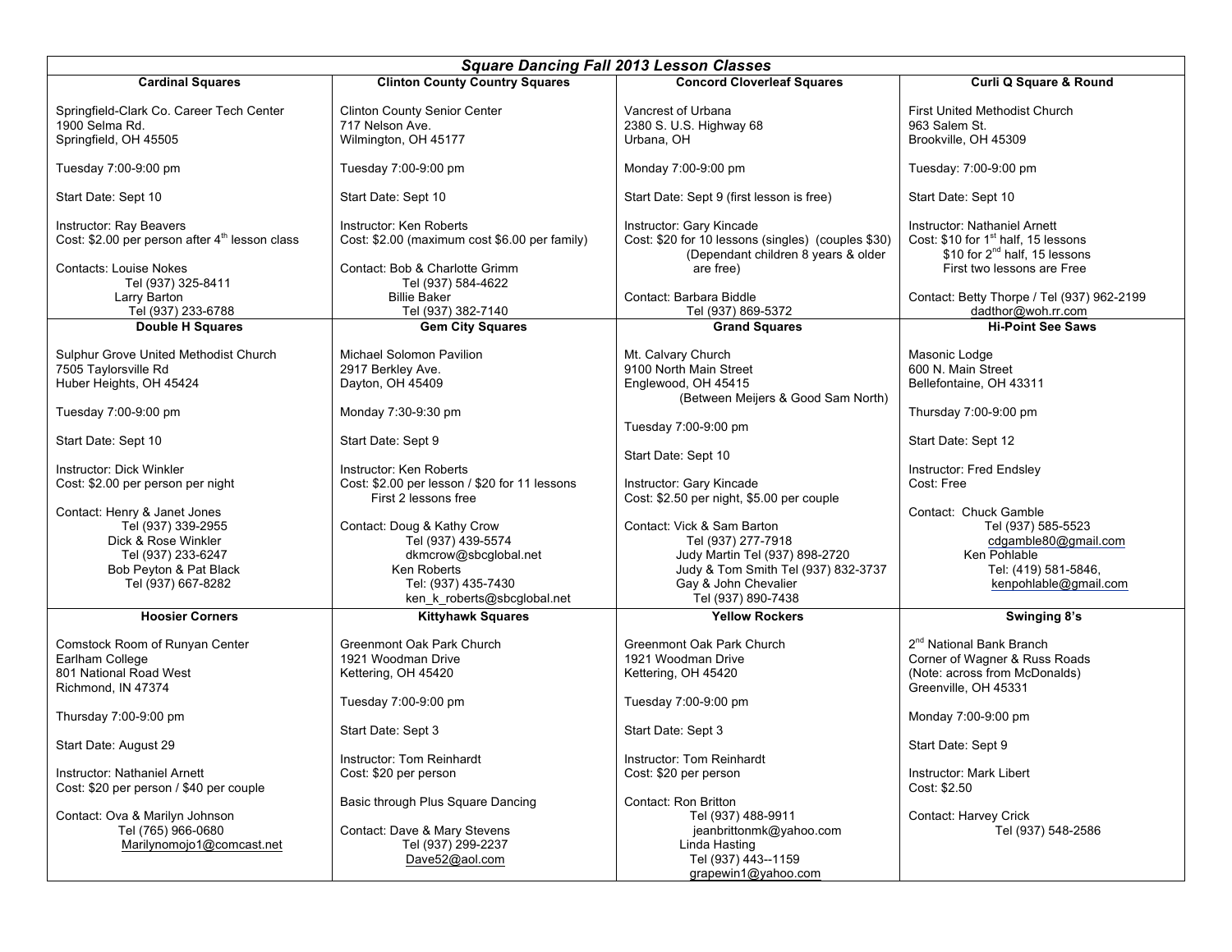# *Square Dancing Fall 2013 Lesson Classes*

| Cardinal Squares | Clinton County Country Squares | Concord Cloverleaf Squares | Curli Q Square & Round |
|---|---|---|---|
| Springfield-Clark Co. Career Tech Center<br>1900 Selma Rd.<br>Springfield, OH 45505<br><br>Tuesday 7:00-9:00 pm<br><br>Start Date: Sept 10<br><br>Instructor: Ray Beavers<br>Cost: $2.00 per person after 4th lesson class<br><br>Contacts: Louise Nokes<br>Tel (937) 325-8411<br>Larry Barton<br>Tel (937) 233-6788 | Clinton County Senior Center<br>717 Nelson Ave.<br>Wilmington, OH 45177<br><br>Tuesday 7:00-9:00 pm<br><br>Start Date: Sept 10<br><br>Instructor: Ken Roberts<br>Cost: $2.00 (maximum cost $6.00 per family)<br><br>Contact: Bob & Charlotte Grimm<br>Tel (937) 584-4622<br>Billie Baker<br>Tel (937) 382-7140 | Vancrest of Urbana<br>2380 S. U.S. Highway 68<br>Urbana, OH<br><br>Monday 7:00-9:00 pm<br><br>Start Date: Sept 9 (first lesson is free)<br><br>Instructor: Gary Kincade<br>Cost: $20 for 10 lessons (singles) (couples $30)<br>(Dependant children 8 years & older are free)<br><br>Contact: Barbara Biddle<br>Tel (937) 869-5372 | First United Methodist Church<br>963 Salem St.<br>Brookville, OH 45309<br><br>Tuesday: 7:00-9:00 pm<br><br>Start Date: Sept 10<br><br>Instructor: Nathaniel Arnett<br>Cost: $10 for 1st half, 15 lessons<br>$10 for 2nd half, 15 lessons<br>First two lessons are Free<br><br>Contact: Betty Thorpe / Tel (937) 962-2199<br>dadthor@woh.rr.com |
| **Double H Squares** | **Gem City Squares** | **Grand Squares** | **Hi-Point See Saws** |
| Sulphur Grove United Methodist Church<br>7505 Taylorsville Rd<br>Huber Heights, OH 45424<br><br>Tuesday 7:00-9:00 pm<br><br>Start Date: Sept 10<br><br>Instructor: Dick Winkler<br>Cost: $2.00 per person per night<br><br>Contact: Henry & Janet Jones<br>Tel (937) 339-2955<br>Dick & Rose Winkler<br>Tel (937) 233-6247<br>Bob Peyton & Pat Black<br>Tel (937) 667-8282 | Michael Solomon Pavilion<br>2917 Berkley Ave.<br>Dayton, OH 45409<br><br>Monday 7:30-9:30 pm<br><br>Start Date: Sept 9<br><br>Instructor: Ken Roberts<br>Cost: $2.00 per lesson / $20 for 11 lessons<br>First 2 lessons free<br><br>Contact: Doug & Kathy Crow<br>Tel (937) 439-5574<br>dkmcrow@sbcglobal.net<br>Ken Roberts<br>Tel: (937) 435-7430<br>ken_k_roberts@sbcglobal.net | Mt. Calvary Church<br>9100 North Main Street<br>Englewood, OH 45415<br>(Between Meijers & Good Sam North)<br><br>Tuesday 7:00-9:00 pm<br><br>Start Date: Sept 10<br><br>Instructor: Gary Kincade<br>Cost: $2.50 per night, $5.00 per couple<br><br>Contact: Vick & Sam Barton<br>Tel (937) 277-7918<br>Judy Martin Tel (937) 898-2720<br>Judy & Tom Smith Tel (937) 832-3737<br>Gay & John Chevalier<br>Tel (937) 890-7438 | Masonic Lodge<br>600 N. Main Street<br>Bellefontaine, OH 43311<br><br>Thursday 7:00-9:00 pm<br><br>Start Date: Sept 12<br><br>Instructor: Fred Endsley<br>Cost: Free<br><br>Contact: Chuck Gamble<br>Tel (937) 585-5523<br>cdgamble80@gmail.com<br>Ken Pohlable<br>Tel: (419) 581-5846,<br>kenpohlable@gmail.com |
| **Hoosier Corners** | **Kittyhawk Squares** | **Yellow Rockers** | **Swinging 8's** |
| Comstock Room of Runyan Center<br>Earlham College<br>801 National Road West<br>Richmond, IN 47374<br><br>Thursday 7:00-9:00 pm<br><br>Start Date: August 29<br><br>Instructor: Nathaniel Arnett<br>Cost: $20 per person / $40 per couple<br><br>Contact: Ova & Marilyn Johnson<br>Tel (765) 966-0680<br>Marilynomojo1@comcast.net | Greenmont Oak Park Church<br>1921 Woodman Drive<br>Kettering, OH 45420<br><br>Tuesday 7:00-9:00 pm<br><br>Start Date: Sept 3<br><br>Instructor: Tom Reinhardt<br>Cost: $20 per person<br><br>Basic through Plus Square Dancing<br><br>Contact: Dave & Mary Stevens<br>Tel (937) 299-2237<br>Dave52@aol.com | Greenmont Oak Park Church<br>1921 Woodman Drive<br>Kettering, OH 45420<br><br>Tuesday 7:00-9:00 pm<br><br>Start Date: Sept 3<br><br>Instructor: Tom Reinhardt<br>Cost: $20 per person<br><br>Contact: Ron Britton<br>Tel (937) 488-9911<br>jeanbrittonmk@yahoo.com<br>Linda Hasting<br>Tel (937) 443--1159<br>grapewin1@yahoo.com | 2nd National Bank Branch<br>Corner of Wagner & Russ Roads<br>(Note: across from McDonalds)<br>Greenville, OH 45331<br><br>Monday 7:00-9:00 pm<br><br>Start Date: Sept 9<br><br>Instructor: Mark Libert<br>Cost: $2.50<br><br>Contact: Harvey Crick<br>Tel (937) 548-2586 |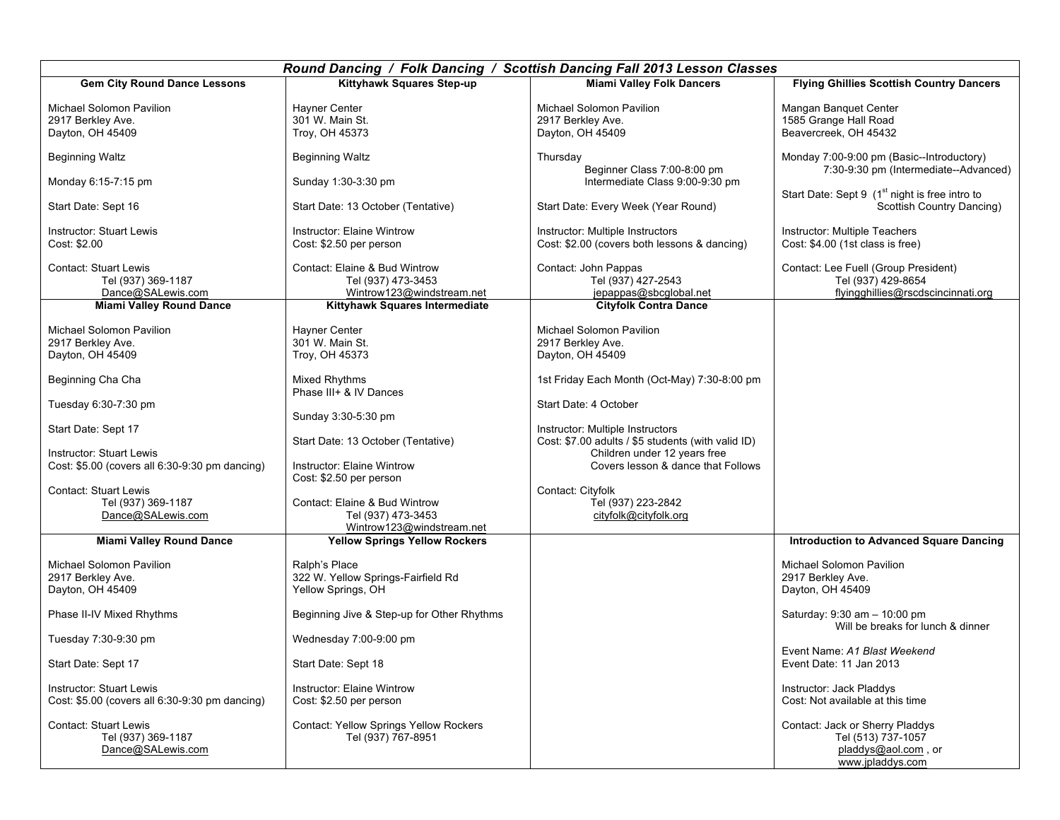| Round Dancing / Folk Dancing / Scottish Dancing Fall 2013 Lesson Classes | | | |
|---|---|---|---|
| **Gem City Round Dance Lessons**<br><br>Michael Solomon Pavilion<br>2917 Berkley Ave.<br>Dayton, OH 45409<br><br>Beginning Waltz<br><br>Monday 6:15-7:15 pm<br><br>Start Date: Sept 16<br><br>Instructor: Stuart Lewis<br>Cost: $2.00<br><br>Contact: Stuart Lewis<br>Tel (937) 369-1187<br>Dance@SALewis.com | **Kittyhawk Squares Step-up**<br><br>Hayner Center<br>301 W. Main St.<br>Troy, OH 45373<br><br>Beginning Waltz<br><br>Sunday 1:30-3:30 pm<br><br>Start Date: 13 October (Tentative)<br><br>Instructor: Elaine Wintrow<br>Cost: $2.50 per person<br><br>Contact: Elaine & Bud Wintrow<br>Tel (937) 473-3453<br>Wintrow123@windstream.net | **Miami Valley Folk Dancers**<br><br>Michael Solomon Pavilion<br>2917 Berkley Ave.<br>Dayton, OH 45409<br><br>Thursday<br>Beginner Class 7:00-8:00 pm<br>Intermediate Class 9:00-9:30 pm<br><br>Start Date: Every Week (Year Round)<br><br>Instructor: Multiple Instructors<br>Cost: $2.00 (covers both lessons & dancing)<br><br>Contact: John Pappas<br>Tel (937) 427-2543<br>jepappas@sbcglobal.net | **Flying Ghillies Scottish Country Dancers**<br><br>Mangan Banquet Center<br>1585 Grange Hall Road<br>Beavercreek, OH 45432<br><br>Monday 7:00-9:00 pm (Basic--Introductory)<br>7:30-9:30 pm (Intermediate--Advanced)<br><br>Start Date: Sept 9 (1st night is free intro to Scottish Country Dancing)<br><br>Instructor: Multiple Teachers<br>Cost: $4.00 (1st class is free)<br><br>Contact: Lee Fuell (Group President)<br>Tel (937) 429-8654<br>flyingghillies@rscdscincinnati.org |
| **Miami Valley Round Dance**<br><br>Michael Solomon Pavilion<br>2917 Berkley Ave.<br>Dayton, OH 45409<br><br>Beginning Cha Cha<br><br>Tuesday 6:30-7:30 pm<br><br>Start Date: Sept 17<br><br>Instructor: Stuart Lewis<br>Cost: $5.00 (covers all 6:30-9:30 pm dancing)<br><br>Contact: Stuart Lewis<br>Tel (937) 369-1187<br>Dance@SALewis.com | **Kittyhawk Squares Intermediate**<br><br>Hayner Center<br>301 W. Main St.<br>Troy, OH 45373<br><br>Mixed Rhythms<br>Phase III+ & IV Dances<br><br>Sunday 3:30-5:30 pm<br><br>Start Date: 13 October (Tentative)<br><br>Instructor: Elaine Wintrow<br>Cost: $2.50 per person<br><br>Contact: Elaine & Bud Wintrow<br>Tel (937) 473-3453<br>Wintrow123@windstream.net | **Cityfolk Contra Dance**<br><br>Michael Solomon Pavilion<br>2917 Berkley Ave.<br>Dayton, OH 45409<br><br>1st Friday Each Month (Oct-May) 7:30-8:00 pm<br><br>Start Date: 4 October<br><br>Instructor: Multiple Instructors<br>Cost: $7.00 adults / $5 students (with valid ID)<br>Children under 12 years free<br>Covers lesson & dance that Follows<br><br>Contact: Cityfolk<br>Tel (937) 223-2842<br>cityfolk@cityfolk.org | |
| **Miami Valley Round Dance**<br><br>Michael Solomon Pavilion<br>2917 Berkley Ave.<br>Dayton, OH 45409<br><br>Phase II-IV Mixed Rhythms<br><br>Tuesday 7:30-9:30 pm<br><br>Start Date: Sept 17<br><br>Instructor: Stuart Lewis<br>Cost: $5.00 (covers all 6:30-9:30 pm dancing)<br><br>Contact: Stuart Lewis<br>Tel (937) 369-1187<br>Dance@SALewis.com | **Yellow Springs Yellow Rockers**<br><br>Ralph's Place<br>322 W. Yellow Springs-Fairfield Rd<br>Yellow Springs, OH<br><br>Beginning Jive & Step-up for Other Rhythms<br><br>Wednesday 7:00-9:00 pm<br><br>Start Date: Sept 18<br><br>Instructor: Elaine Wintrow<br>Cost: $2.50 per person<br><br>Contact: Yellow Springs Yellow Rockers<br>Tel (937) 767-8951 | | **Introduction to Advanced Square Dancing**<br><br>Michael Solomon Pavilion<br>2917 Berkley Ave.<br>Dayton, OH 45409<br><br>Saturday: 9:30 am – 10:00 pm<br>Will be breaks for lunch & dinner<br><br>Event Name: *A1 Blast Weekend*<br>Event Date: 11 Jan 2013<br><br>Instructor: Jack Pladdys<br>Cost: Not available at this time<br><br>Contact: Jack or Sherry Pladdys<br>Tel (513) 737-1057<br>pladdys@aol.com , or<br>www.jpladdys.com |